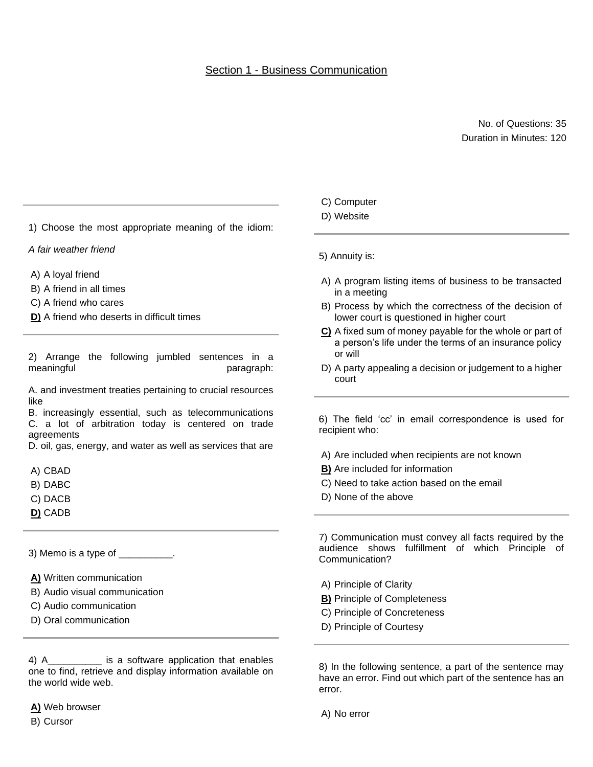## Section 1 - Business Communication

No. of Questions: 35
Duration in Minutes: 120

---

1) Choose the most appropriate meaning of the idiom:

*A fair weather friend*

A) A loyal friend
B) A friend in all times
C) A friend who cares
**D)** A friend who deserts in difficult times

---

2) Arrange the following jumbled sentences in a meaningful paragraph:

A. and investment treaties pertaining to crucial resources like
B. increasingly essential, such as telecommunications
C. a lot of arbitration today is centered on trade agreements
D. oil, gas, energy, and water as well as services that are

A) CBAD
B) DABC
C) DACB
**D)** CADB

---

3) Memo is a type of __________.

**A)** Written communication
B) Audio visual communication
C) Audio communication
D) Oral communication

---

4) A__________ is a software application that enables one to find, retrieve and display information available on the world wide web.

**A)** Web browser
B) Cursor
C) Computer
D) Website

---

5) Annuity is:

A) A program listing items of business to be transacted in a meeting
B) Process by which the correctness of the decision of lower court is questioned in higher court
**C)** A fixed sum of money payable for the whole or part of a person's life under the terms of an insurance policy or will
D) A party appealing a decision or judgement to a higher court

---

6) The field 'cc' in email correspondence is used for recipient who:

A) Are included when recipients are not known
**B)** Are included for information
C) Need to take action based on the email
D) None of the above

---

7) Communication must convey all facts required by the audience shows fulfillment of which Principle of Communication?

A) Principle of Clarity
**B)** Principle of Completeness
C) Principle of Concreteness
D) Principle of Courtesy

---

8) In the following sentence, a part of the sentence may have an error. Find out which part of the sentence has an error.

A) No error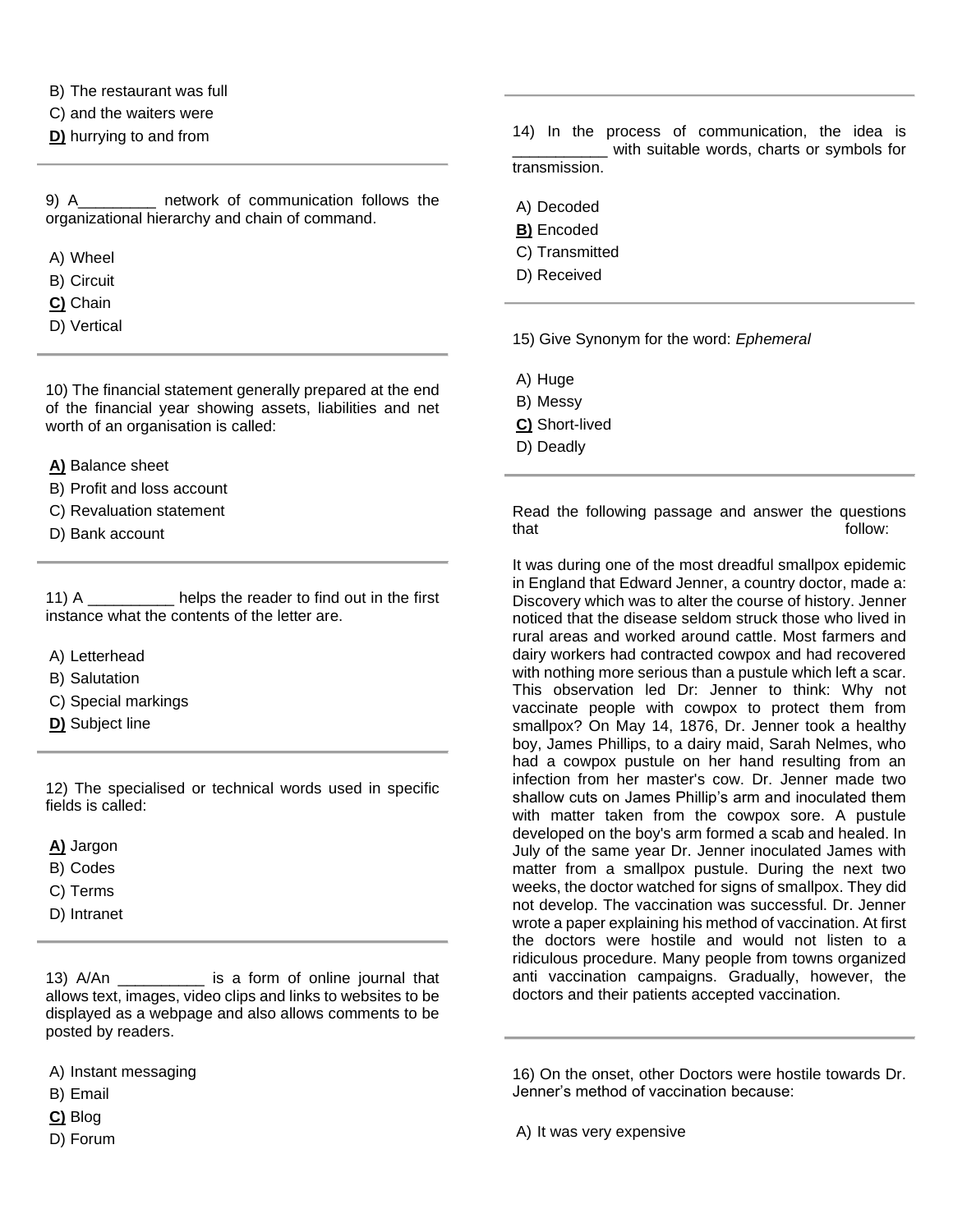B) The restaurant was full

C) and the waiters were

**D)** hurrying to and from

---

9) A_________ network of communication follows the organizational hierarchy and chain of command.

A) Wheel

B) Circuit

**C)** Chain

D) Vertical

---

10) The financial statement generally prepared at the end of the financial year showing assets, liabilities and net worth of an organisation is called:

**A)** Balance sheet

B) Profit and loss account

C) Revaluation statement

D) Bank account

---

11) A __________ helps the reader to find out in the first instance what the contents of the letter are.

A) Letterhead

B) Salutation

C) Special markings

**D)** Subject line

---

12) The specialised or technical words used in specific fields is called:

**A)** Jargon

B) Codes

C) Terms

D) Intranet

---

13) A/An __________ is a form of online journal that allows text, images, video clips and links to websites to be displayed as a webpage and also allows comments to be posted by readers.

A) Instant messaging

B) Email

**C)** Blog

D) Forum

---

14) In the process of communication, the idea is ___________ with suitable words, charts or symbols for transmission.

A) Decoded

**B)** Encoded

C) Transmitted

D) Received

---

15) Give Synonym for the word: *Ephemeral*

A) Huge

B) Messy

**C)** Short-lived

D) Deadly

---

Read the following passage and answer the questions that follow:

It was during one of the most dreadful smallpox epidemic in England that Edward Jenner, a country doctor, made a: Discovery which was to alter the course of history. Jenner noticed that the disease seldom struck those who lived in rural areas and worked around cattle. Most farmers and dairy workers had contracted cowpox and had recovered with nothing more serious than a pustule which left a scar. This observation led Dr: Jenner to think: Why not vaccinate people with cowpox to protect them from smallpox? On May 14, 1876, Dr. Jenner took a healthy boy, James Phillips, to a dairy maid, Sarah Nelmes, who had a cowpox pustule on her hand resulting from an infection from her master's cow. Dr. Jenner made two shallow cuts on James Phillip's arm and inoculated them with matter taken from the cowpox sore. A pustule developed on the boy's arm formed a scab and healed. In July of the same year Dr. Jenner inoculated James with matter from a smallpox pustule. During the next two weeks, the doctor watched for signs of smallpox. They did not develop. The vaccination was successful. Dr. Jenner wrote a paper explaining his method of vaccination. At first the doctors were hostile and would not listen to a ridiculous procedure. Many people from towns organized anti vaccination campaigns. Gradually, however, the doctors and their patients accepted vaccination.

---

16) On the onset, other Doctors were hostile towards Dr. Jenner's method of vaccination because:

A) It was very expensive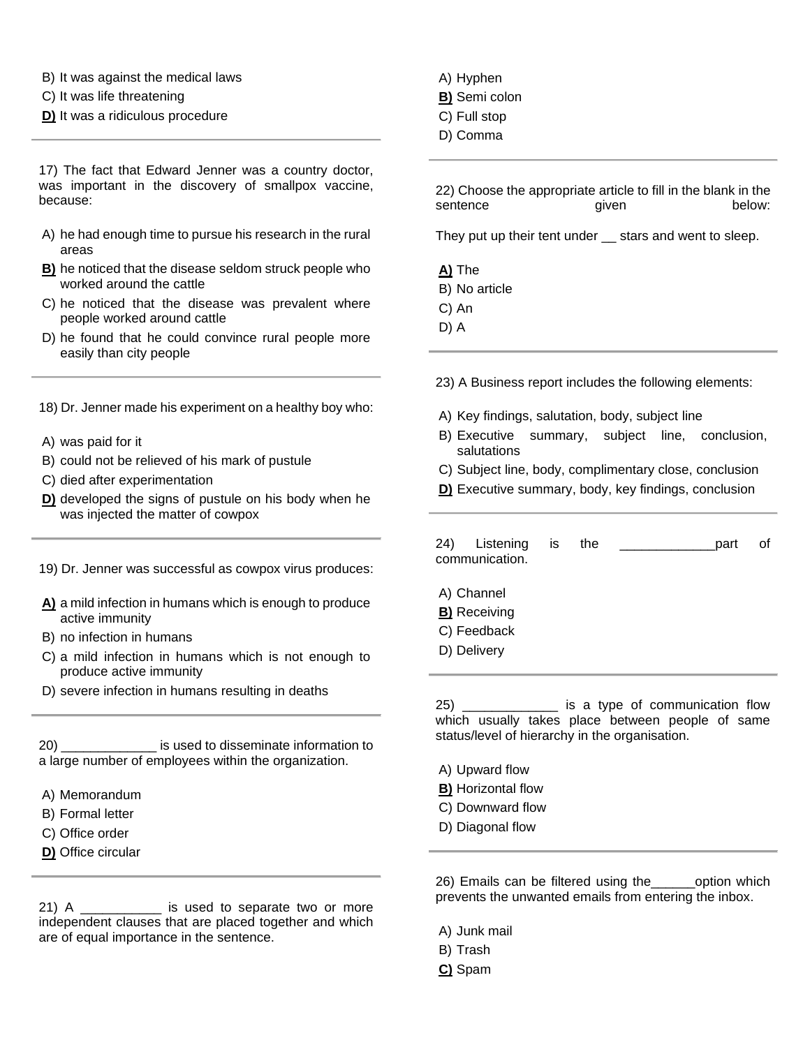B) It was against the medical laws
C) It was life threatening
**D)** It was a ridiculous procedure

---

17) The fact that Edward Jenner was a country doctor, was important in the discovery of smallpox vaccine, because:

A) he had enough time to pursue his research in the rural areas
**B)** he noticed that the disease seldom struck people who worked around the cattle
C) he noticed that the disease was prevalent where people worked around cattle
D) he found that he could convince rural people more easily than city people

---

18) Dr. Jenner made his experiment on a healthy boy who:

A) was paid for it
B) could not be relieved of his mark of pustule
C) died after experimentation
**D)** developed the signs of pustule on his body when he was injected the matter of cowpox

---

19) Dr. Jenner was successful as cowpox virus produces:

**A)** a mild infection in humans which is enough to produce active immunity
B) no infection in humans
C) a mild infection in humans which is not enough to produce active immunity
D) severe infection in humans resulting in deaths

---

20) _____________ is used to disseminate information to a large number of employees within the organization.

A) Memorandum
B) Formal letter
C) Office order
**D)** Office circular

---

21) A ___________ is used to separate two or more independent clauses that are placed together and which are of equal importance in the sentence.

A) Hyphen
**B)** Semi colon
C) Full stop
D) Comma

---

22) Choose the appropriate article to fill in the blank in the sentence given below:

They put up their tent under __ stars and went to sleep.

**A)** The
B) No article
C) An
D) A

---

23) A Business report includes the following elements:

A) Key findings, salutation, body, subject line
B) Executive summary, subject line, conclusion, salutations
C) Subject line, body, complimentary close, conclusion
**D)** Executive summary, body, key findings, conclusion

---

24) Listening is the _____________part of communication.

A) Channel
**B)** Receiving
C) Feedback
D) Delivery

---

25) _____________ is a type of communication flow which usually takes place between people of same status/level of hierarchy in the organisation.

A) Upward flow
**B)** Horizontal flow
C) Downward flow
D) Diagonal flow

---

26) Emails can be filtered using the______option which prevents the unwanted emails from entering the inbox.

A) Junk mail
B) Trash
**C)** Spam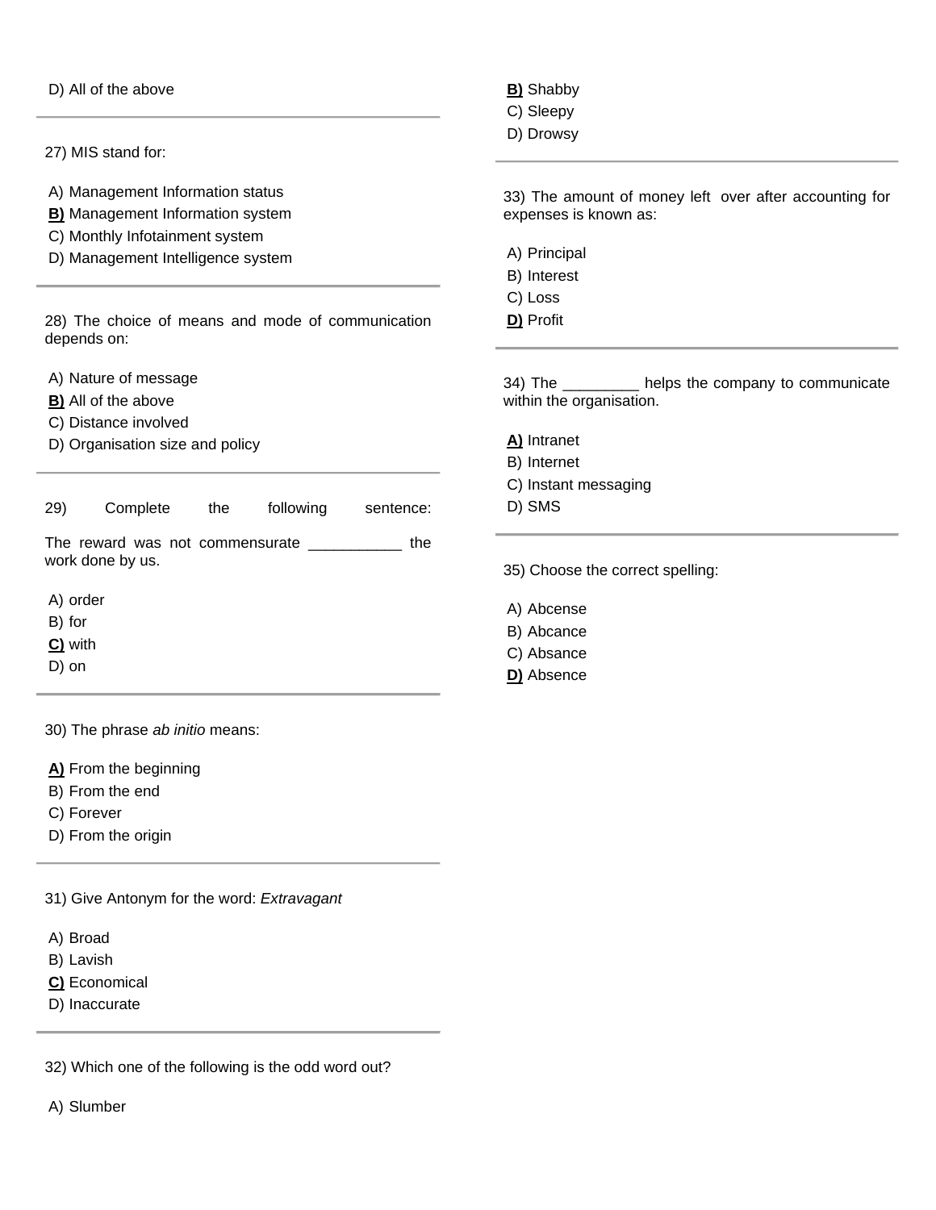D) All of the above

---

27) MIS stand for:

A) Management Information status
**B)** Management Information system
C) Monthly Infotainment system
D) Management Intelligence system

---

28) The choice of means and mode of communication depends on:

A) Nature of message
**B)** All of the above
C) Distance involved
D) Organisation size and policy

---

29) Complete the following sentence:

The reward was not commensurate ___________ the work done by us.

A) order
B) for
**C)** with
D) on

---

30) The phrase *ab initio* means:

**A)** From the beginning
B) From the end
C) Forever
D) From the origin

---

31) Give Antonym for the word: *Extravagant*

A) Broad
B) Lavish
**C)** Economical
D) Inaccurate

---

32) Which one of the following is the odd word out?

A) Slumber
**B)** Shabby
C) Sleepy
D) Drowsy

---

33) The amount of money left over after accounting for expenses is known as:

A) Principal
B) Interest
C) Loss
**D)** Profit

---

34) The _________ helps the company to communicate within the organisation.

**A)** Intranet
B) Internet
C) Instant messaging
D) SMS

---

35) Choose the correct spelling:

A) Abcense
B) Abcance
C) Absance
**D)** Absence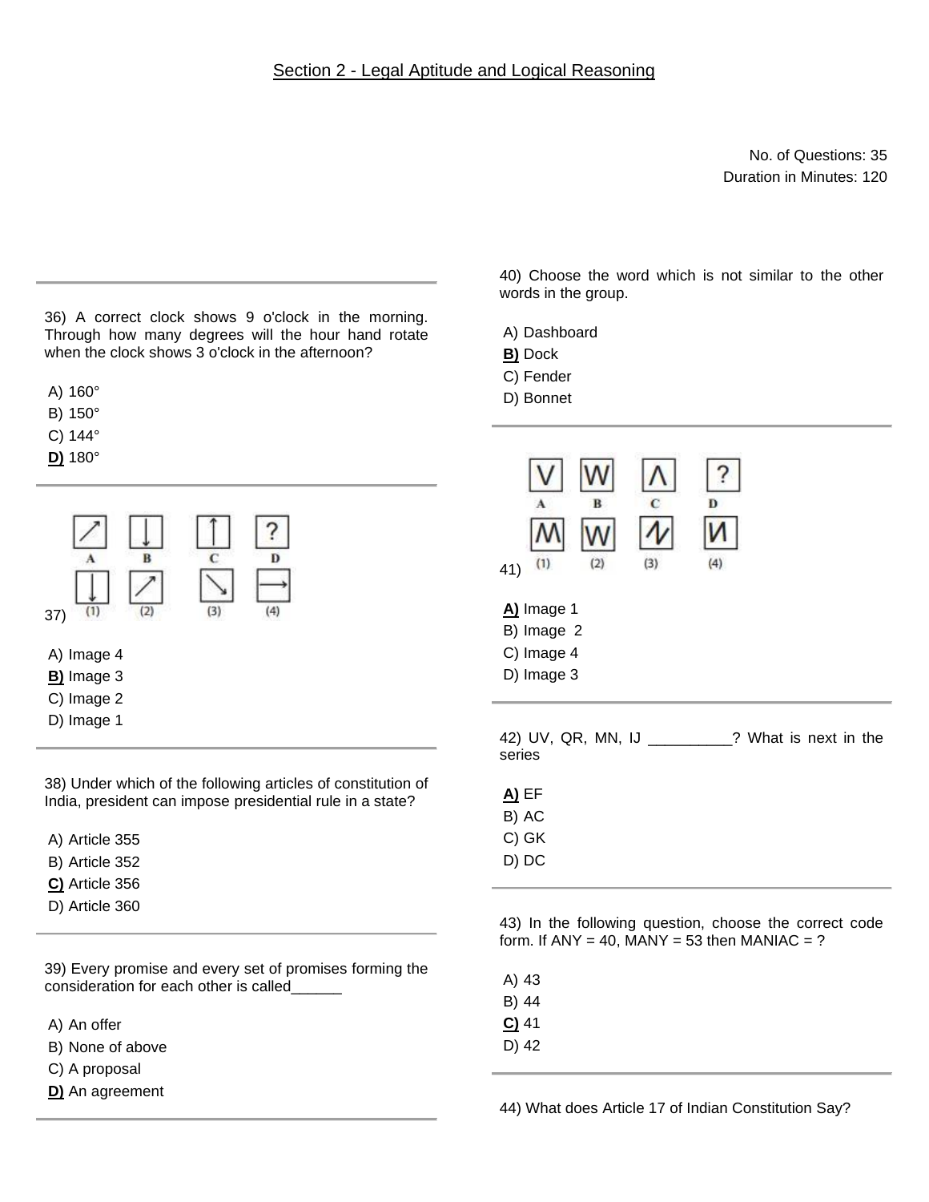## Section 2 - Legal Aptitude and Logical Reasoning

No. of Questions: 35
Duration in Minutes: 120

36) A correct clock shows 9 o'clock in the morning. Through how many degrees will the hour hand rotate when the clock shows 3 o'clock in the afternoon?

A) 160°
B) 150°
C) 144°
**D)** 180°

37)

A) Image 4
**B)** Image 3
C) Image 2
D) Image 1

38) Under which of the following articles of constitution of India, president can impose presidential rule in a state?

A) Article 355
B) Article 352
**C)** Article 356
D) Article 360

39) Every promise and every set of promises forming the consideration for each other is called______

A) An offer
B) None of above
C) A proposal
**D)** An agreement

40) Choose the word which is not similar to the other words in the group.

A) Dashboard
**B)** Dock
C) Fender
D) Bonnet

41)

**A)** Image 1
B) Image 2
C) Image 4
D) Image 3

42) UV, QR, MN, IJ __________? What is next in the series

**A)** EF
B) AC
C) GK
D) DC

43) In the following question, choose the correct code form. If ANY = 40, MANY = 53 then MANIAC = ?

A) 43
B) 44
**C)** 41
D) 42

44) What does Article 17 of Indian Constitution Say?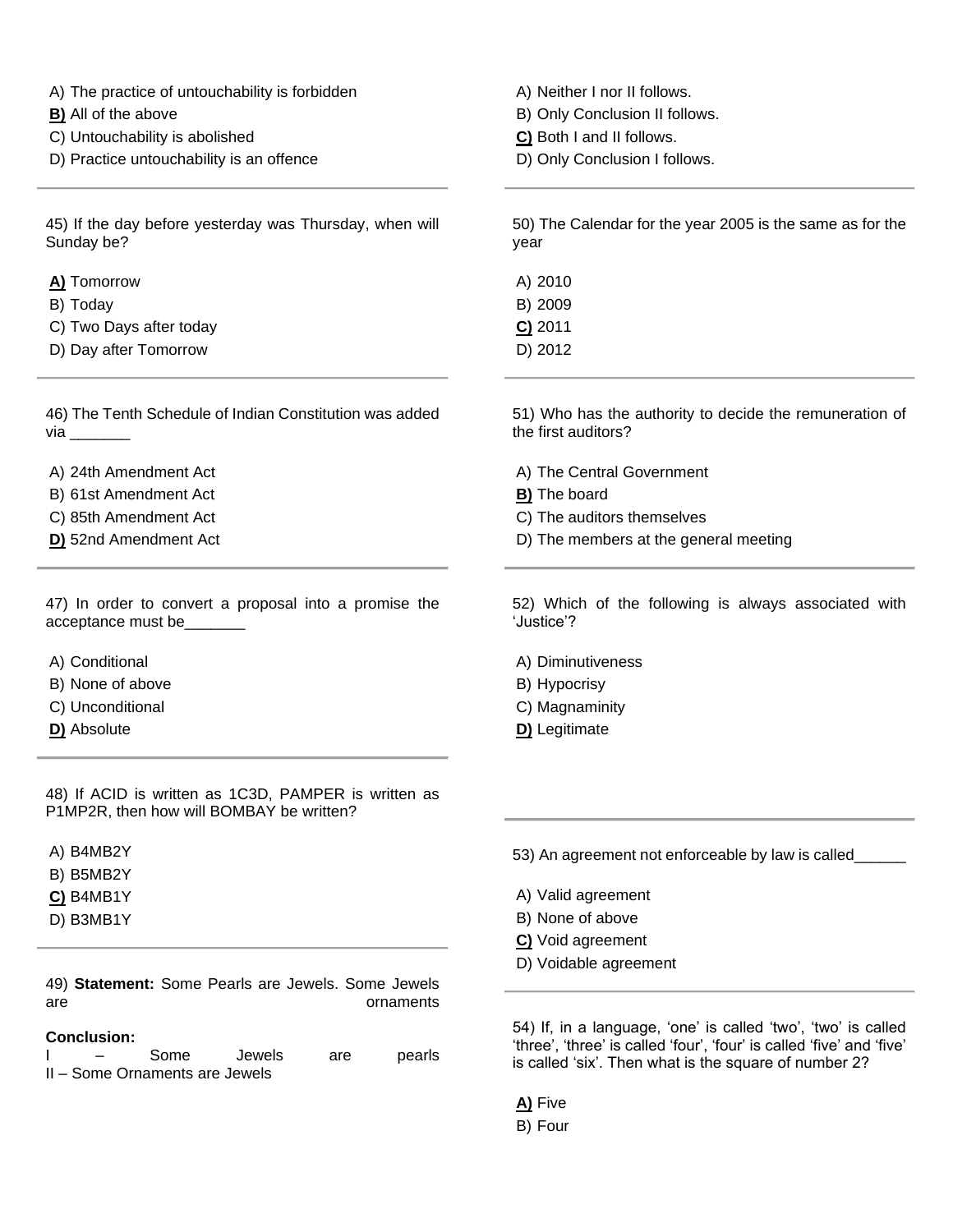A) The practice of untouchability is forbidden
**B)** All of the above
C) Untouchability is abolished
D) Practice untouchability is an offence

---

45) If the day before yesterday was Thursday, when will Sunday be?

**A)** Tomorrow
B) Today
C) Two Days after today
D) Day after Tomorrow

---

46) The Tenth Schedule of Indian Constitution was added via _______

A) 24th Amendment Act
B) 61st Amendment Act
C) 85th Amendment Act
**D)** 52nd Amendment Act

---

47) In order to convert a proposal into a promise the acceptance must be_______

A) Conditional
B) None of above
C) Unconditional
**D)** Absolute

---

48) If ACID is written as 1C3D, PAMPER is written as P1MP2R, then how will BOMBAY be written?

A) B4MB2Y
B) B5MB2Y
**C)** B4MB1Y
D) B3MB1Y

---

49) **Statement:** Some Pearls are Jewels. Some Jewels are ornaments

**Conclusion:**
I – Some Jewels are pearls
II – Some Ornaments are Jewels

A) Neither I nor II follows.
B) Only Conclusion II follows.
**C)** Both I and II follows.
D) Only Conclusion I follows.

---

50) The Calendar for the year 2005 is the same as for the year

A) 2010
B) 2009
**C)** 2011
D) 2012

---

51) Who has the authority to decide the remuneration of the first auditors?

A) The Central Government
**B)** The board
C) The auditors themselves
D) The members at the general meeting

---

52) Which of the following is always associated with 'Justice'?

A) Diminutiveness
B) Hypocrisy
C) Magnaminity
**D)** Legitimate

---

53) An agreement not enforceable by law is called______

A) Valid agreement
B) None of above
**C)** Void agreement
D) Voidable agreement

---

54) If, in a language, 'one' is called 'two', 'two' is called 'three', 'three' is called 'four', 'four' is called 'five' and 'five' is called 'six'. Then what is the square of number 2?

**A)** Five
B) Four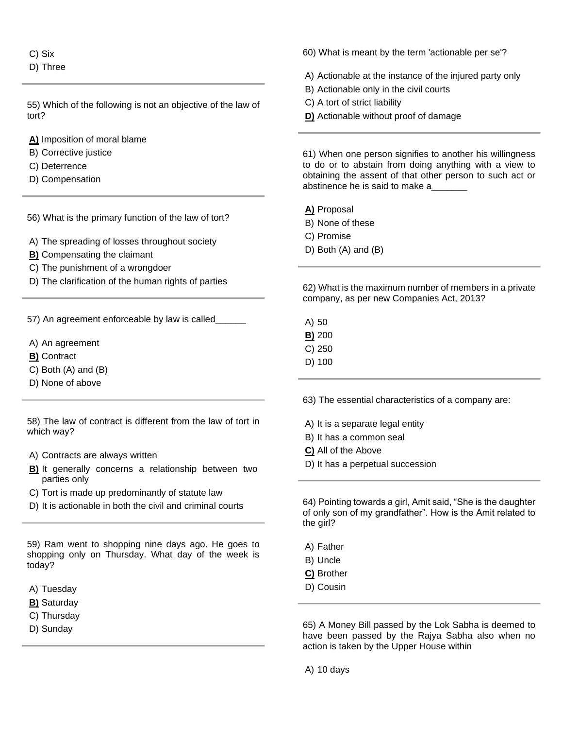C) Six

D) Three

---

55) Which of the following is not an objective of the law of tort?

**A)** Imposition of moral blame

B) Corrective justice

C) Deterrence

D) Compensation

---

56) What is the primary function of the law of tort?

A) The spreading of losses throughout society

**B)** Compensating the claimant

C) The punishment of a wrongdoer

D) The clarification of the human rights of parties

---

57) An agreement enforceable by law is called______

A) An agreement

**B)** Contract

C) Both (A) and (B)

D) None of above

---

58) The law of contract is different from the law of tort in which way?

A) Contracts are always written

**B)** It generally concerns a relationship between two parties only

C) Tort is made up predominantly of statute law

D) It is actionable in both the civil and criminal courts

---

59) Ram went to shopping nine days ago. He goes to shopping only on Thursday. What day of the week is today?

A) Tuesday

**B)** Saturday

C) Thursday

D) Sunday

---

60) What is meant by the term 'actionable per se'?

A) Actionable at the instance of the injured party only

B) Actionable only in the civil courts

C) A tort of strict liability

**D)** Actionable without proof of damage

---

61) When one person signifies to another his willingness to do or to abstain from doing anything with a view to obtaining the assent of that other person to such act or abstinence he is said to make a_______

**A)** Proposal

B) None of these

C) Promise

D) Both (A) and (B)

---

62) What is the maximum number of members in a private company, as per new Companies Act, 2013?

A) 50

**B)** 200

C) 250

D) 100

---

63) The essential characteristics of a company are:

A) It is a separate legal entity

B) It has a common seal

**C)** All of the Above

D) It has a perpetual succession

---

64) Pointing towards a girl, Amit said, "She is the daughter of only son of my grandfather". How is the Amit related to the girl?

A) Father

B) Uncle

**C)** Brother

D) Cousin

---

65) A Money Bill passed by the Lok Sabha is deemed to have been passed by the Rajya Sabha also when no action is taken by the Upper House within

A) 10 days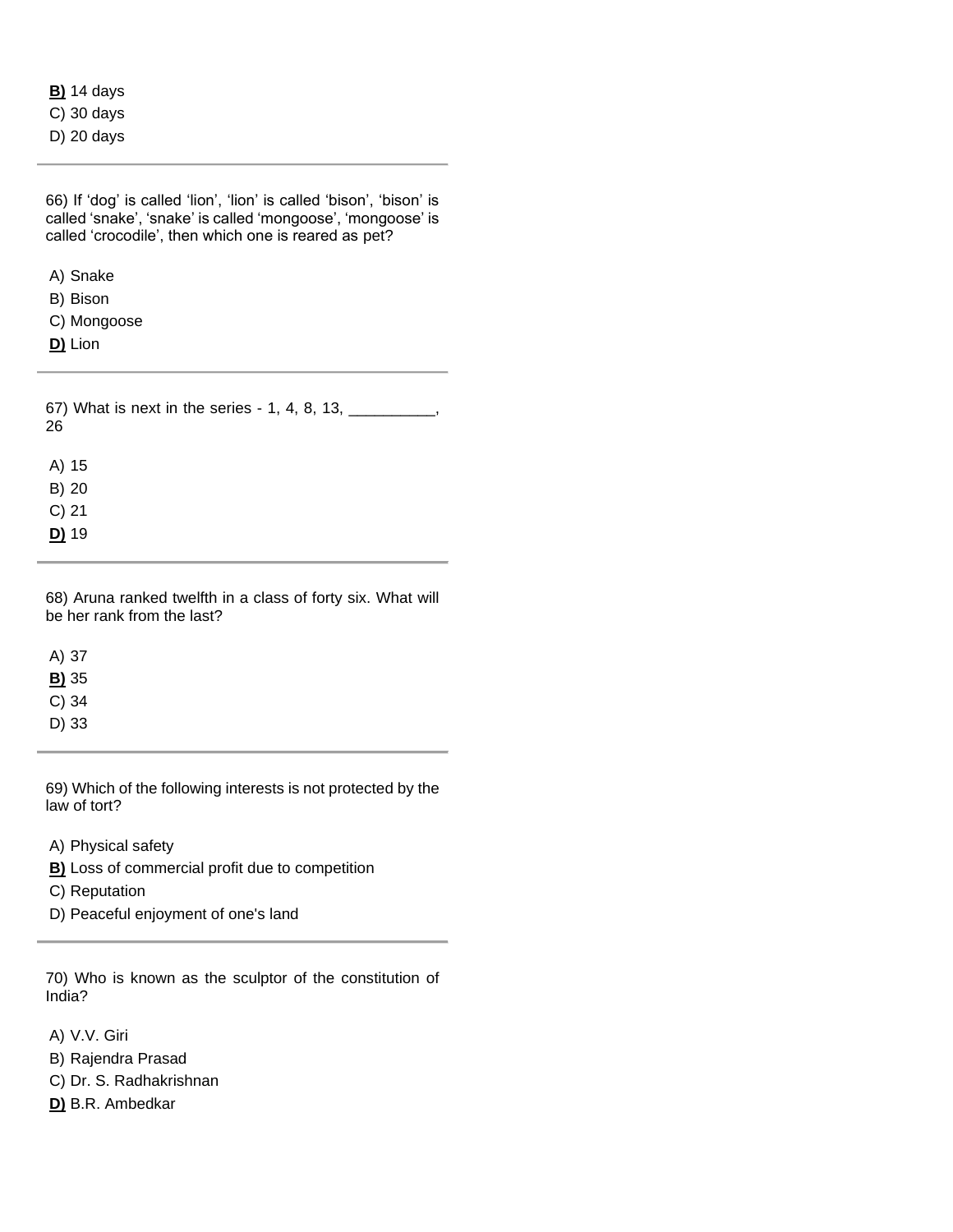**B)** 14 days
C) 30 days
D) 20 days

---

66) If ‘dog’ is called ‘lion’, ‘lion’ is called ‘bison’, ‘bison’ is called ‘snake’, ‘snake’ is called ‘mongoose’, ‘mongoose’ is called ‘crocodile’, then which one is reared as pet?

A) Snake
B) Bison
C) Mongoose
**D)** Lion

---

67) What is next in the series - 1, 4, 8, 13, __________, 26

A) 15
B) 20
C) 21
**D)** 19

---

68) Aruna ranked twelfth in a class of forty six. What will be her rank from the last?

A) 37
**B)** 35
C) 34
D) 33

---

69) Which of the following interests is not protected by the law of tort?

A) Physical safety
**B)** Loss of commercial profit due to competition
C) Reputation
D) Peaceful enjoyment of one's land

---

70) Who is known as the sculptor of the constitution of India?

A) V.V. Giri
B) Rajendra Prasad
C) Dr. S. Radhakrishnan
**D)** B.R. Ambedkar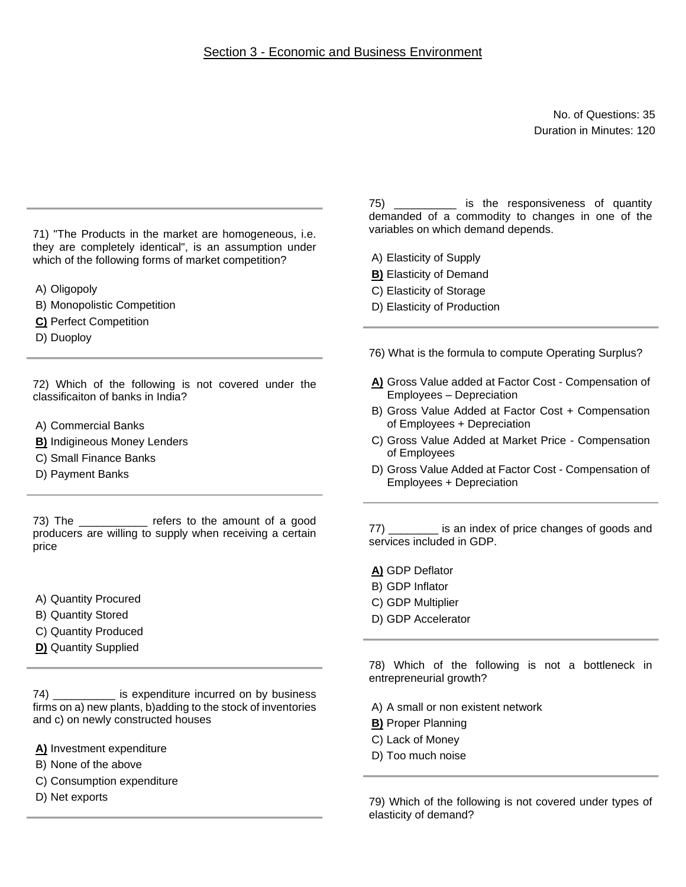## Section 3 - Economic and Business Environment

No. of Questions: 35
Duration in Minutes: 120

---

71) "The Products in the market are homogeneous, i.e. they are completely identical", is an assumption under which of the following forms of market competition?

A) Oligopoly
B) Monopolistic Competition
**C)** Perfect Competition
D) Duoploy

---

72) Which of the following is not covered under the classificaiton of banks in India?

A) Commercial Banks
**B)** Indigineous Money Lenders
C) Small Finance Banks
D) Payment Banks

---

73) The ___________ refers to the amount of a good producers are willing to supply when receiving a certain price

A) Quantity Procured
B) Quantity Stored
C) Quantity Produced
**D)** Quantity Supplied

---

74) __________ is expenditure incurred on by business firms on a) new plants, b)adding to the stock of inventories and c) on newly constructed houses

**A)** Investment expenditure
B) None of the above
C) Consumption expenditure
D) Net exports

---

75) __________ is the responsiveness of quantity demanded of a commodity to changes in one of the variables on which demand depends.

A) Elasticity of Supply
**B)** Elasticity of Demand
C) Elasticity of Storage
D) Elasticity of Production

---

76) What is the formula to compute Operating Surplus?

**A)** Gross Value added at Factor Cost - Compensation of Employees – Depreciation
B) Gross Value Added at Factor Cost + Compensation of Employees + Depreciation
C) Gross Value Added at Market Price - Compensation of Employees
D) Gross Value Added at Factor Cost - Compensation of Employees + Depreciation

---

77) ________ is an index of price changes of goods and services included in GDP.

**A)** GDP Deflator
B) GDP Inflator
C) GDP Multiplier
D) GDP Accelerator

---

78) Which of the following is not a bottleneck in entrepreneurial growth?

A) A small or non existent network
**B)** Proper Planning
C) Lack of Money
D) Too much noise

---

79) Which of the following is not covered under types of elasticity of demand?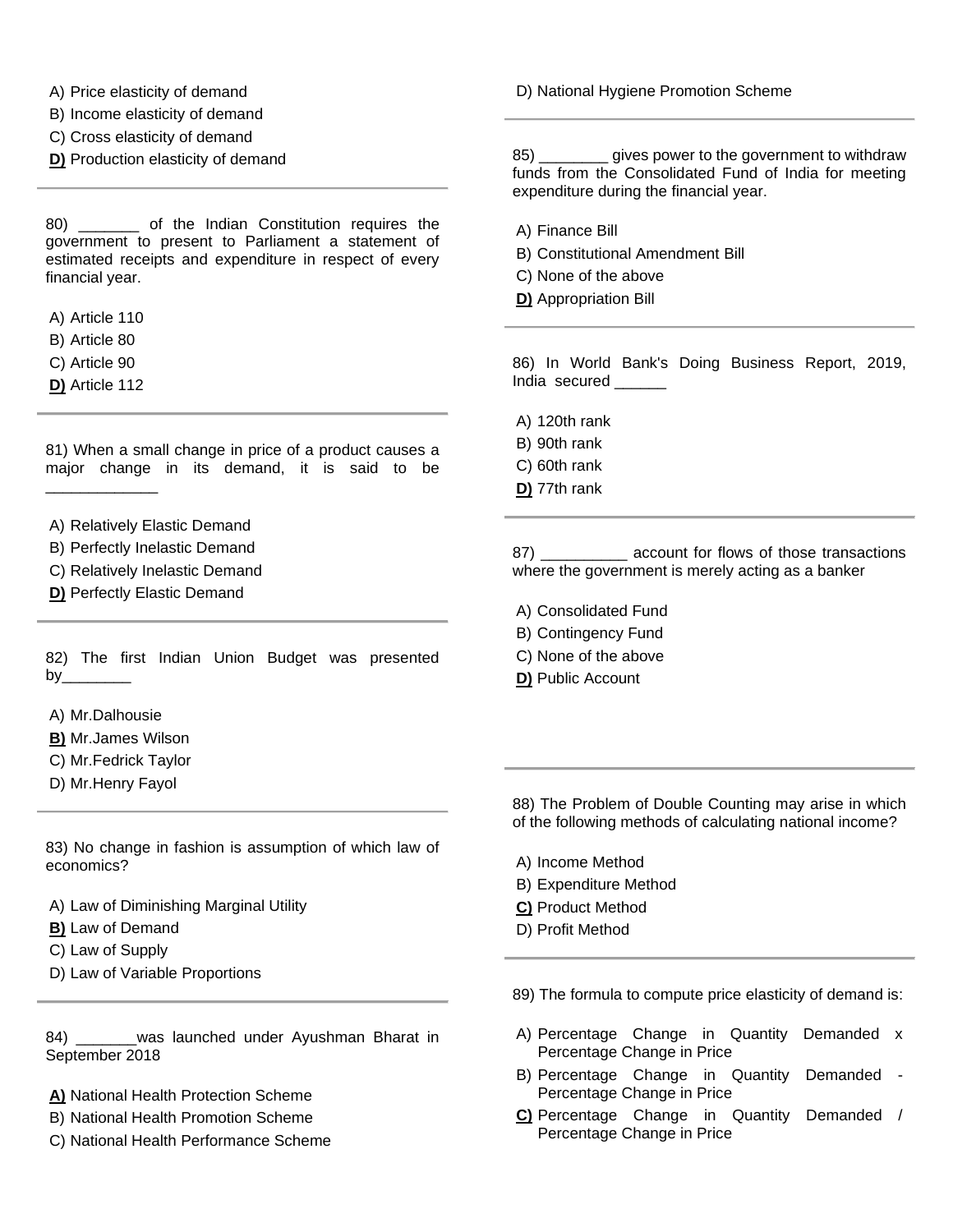A) Price elasticity of demand
B) Income elasticity of demand
C) Cross elasticity of demand
**D)** Production elasticity of demand

---

80) _______ of the Indian Constitution requires the government to present to Parliament a statement of estimated receipts and expenditure in respect of every financial year.

A) Article 110
B) Article 80
C) Article 90
**D)** Article 112

---

81) When a small change in price of a product causes a major change in its demand, it is said to be _____________

A) Relatively Elastic Demand
B) Perfectly Inelastic Demand
C) Relatively Inelastic Demand
**D)** Perfectly Elastic Demand

---

82) The first Indian Union Budget was presented by________

A) Mr.Dalhousie
**B)** Mr.James Wilson
C) Mr.Fedrick Taylor
D) Mr.Henry Fayol

---

83) No change in fashion is assumption of which law of economics?

A) Law of Diminishing Marginal Utility
**B)** Law of Demand
C) Law of Supply
D) Law of Variable Proportions

---

84) _______was launched under Ayushman Bharat in September 2018

**A)** National Health Protection Scheme
B) National Health Promotion Scheme
C) National Health Performance Scheme
D) National Hygiene Promotion Scheme

---

85) ________ gives power to the government to withdraw funds from the Consolidated Fund of India for meeting expenditure during the financial year.

A) Finance Bill
B) Constitutional Amendment Bill
C) None of the above
**D)** Appropriation Bill

---

86) In World Bank's Doing Business Report, 2019, India secured ______

A) 120th rank
B) 90th rank
C) 60th rank
**D)** 77th rank

---

87) __________ account for flows of those transactions where the government is merely acting as a banker

A) Consolidated Fund
B) Contingency Fund
C) None of the above
**D)** Public Account

---

88) The Problem of Double Counting may arise in which of the following methods of calculating national income?

A) Income Method
B) Expenditure Method
**C)** Product Method
D) Profit Method

---

89) The formula to compute price elasticity of demand is:

A) Percentage Change in Quantity Demanded x Percentage Change in Price
B) Percentage Change in Quantity Demanded - Percentage Change in Price
**C)** Percentage Change in Quantity Demanded / Percentage Change in Price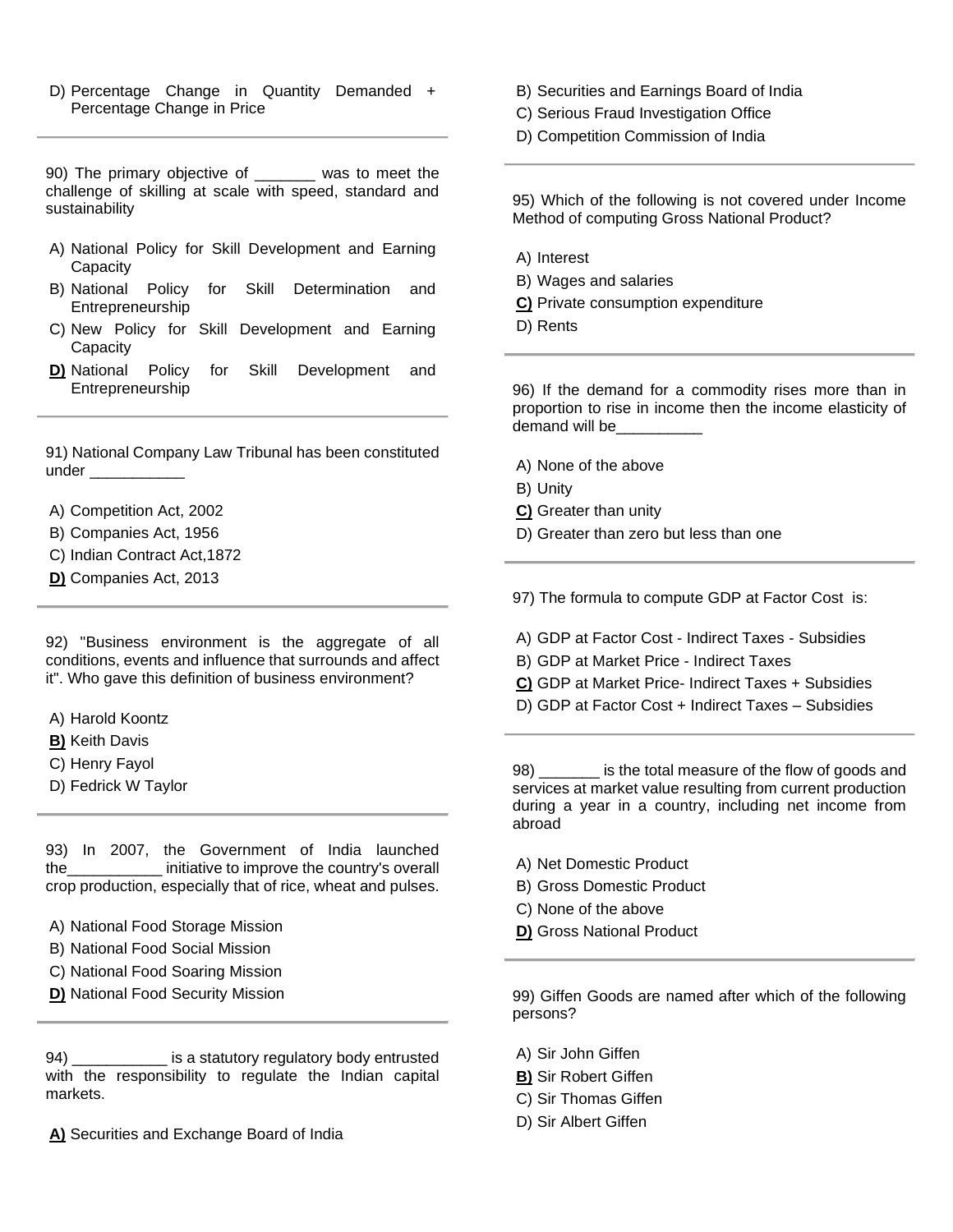D) Percentage Change in Quantity Demanded + Percentage Change in Price

---

90) The primary objective of _______ was to meet the challenge of skilling at scale with speed, standard and sustainability

A) National Policy for Skill Development and Earning Capacity
B) National Policy for Skill Determination and Entrepreneurship
C) New Policy for Skill Development and Earning Capacity
**D)** National Policy for Skill Development and Entrepreneurship

---

91) National Company Law Tribunal has been constituted under ___________

A) Competition Act, 2002
B) Companies Act, 1956
C) Indian Contract Act,1872
**D)** Companies Act, 2013

---

92) "Business environment is the aggregate of all conditions, events and influence that surrounds and affect it". Who gave this definition of business environment?

A) Harold Koontz
**B)** Keith Davis
C) Henry Fayol
D) Fedrick W Taylor

---

93) In 2007, the Government of India launched the___________ initiative to improve the country's overall crop production, especially that of rice, wheat and pulses.

A) National Food Storage Mission
B) National Food Social Mission
C) National Food Soaring Mission
**D)** National Food Security Mission

---

94) ___________ is a statutory regulatory body entrusted with the responsibility to regulate the Indian capital markets.

**A)** Securities and Exchange Board of India
B) Securities and Earnings Board of India
C) Serious Fraud Investigation Office
D) Competition Commission of India

---

95) Which of the following is not covered under Income Method of computing Gross National Product?

A) Interest
B) Wages and salaries
**C)** Private consumption expenditure
D) Rents

---

96) If the demand for a commodity rises more than in proportion to rise in income then the income elasticity of demand will be__________

A) None of the above
B) Unity
**C)** Greater than unity
D) Greater than zero but less than one

---

97) The formula to compute GDP at Factor Cost is:

A) GDP at Factor Cost - Indirect Taxes - Subsidies
B) GDP at Market Price - Indirect Taxes
**C)** GDP at Market Price- Indirect Taxes + Subsidies
D) GDP at Factor Cost + Indirect Taxes – Subsidies

---

98) _______ is the total measure of the flow of goods and services at market value resulting from current production during a year in a country, including net income from abroad

A) Net Domestic Product
B) Gross Domestic Product
C) None of the above
**D)** Gross National Product

---

99) Giffen Goods are named after which of the following persons?

A) Sir John Giffen
**B)** Sir Robert Giffen
C) Sir Thomas Giffen
D) Sir Albert Giffen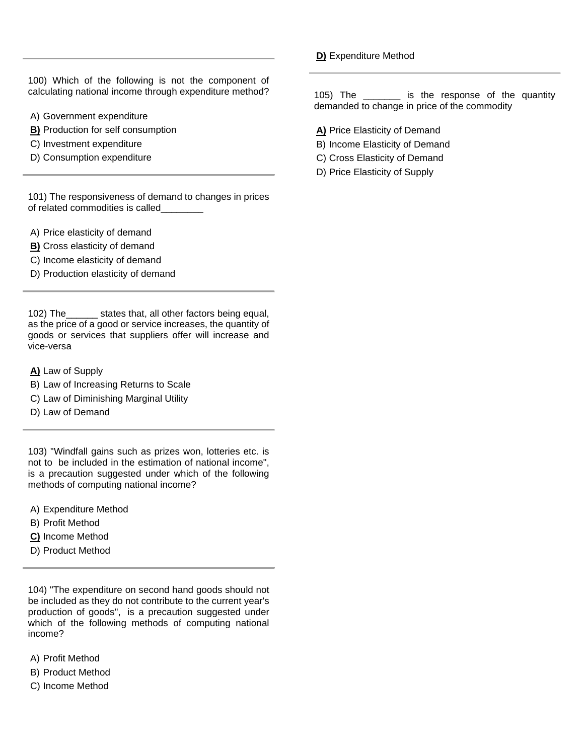100) Which of the following is not the component of calculating national income through expenditure method?

A) Government expenditure
**B)** Production for self consumption
C) Investment expenditure
D) Consumption expenditure

---

101) The responsiveness of demand to changes in prices of related commodities is called________

A) Price elasticity of demand
**B)** Cross elasticity of demand
C) Income elasticity of demand
D) Production elasticity of demand

---

102) The______ states that, all other factors being equal, as the price of a good or service increases, the quantity of goods or services that suppliers offer will increase and vice-versa

**A)** Law of Supply
B) Law of Increasing Returns to Scale
C) Law of Diminishing Marginal Utility
D) Law of Demand

---

103) "Windfall gains such as prizes won, lotteries etc. is not to be included in the estimation of national income", is a precaution suggested under which of the following methods of computing national income?

A) Expenditure Method
B) Profit Method
**C)** Income Method
D) Product Method

---

104) "The expenditure on second hand goods should not be included as they do not contribute to the current year's production of goods", is a precaution suggested under which of the following methods of computing national income?

A) Profit Method
B) Product Method
C) Income Method
**D)** Expenditure Method

---

105) The _______ is the response of the quantity demanded to change in price of the commodity

**A)** Price Elasticity of Demand
B) Income Elasticity of Demand
C) Cross Elasticity of Demand
D) Price Elasticity of Supply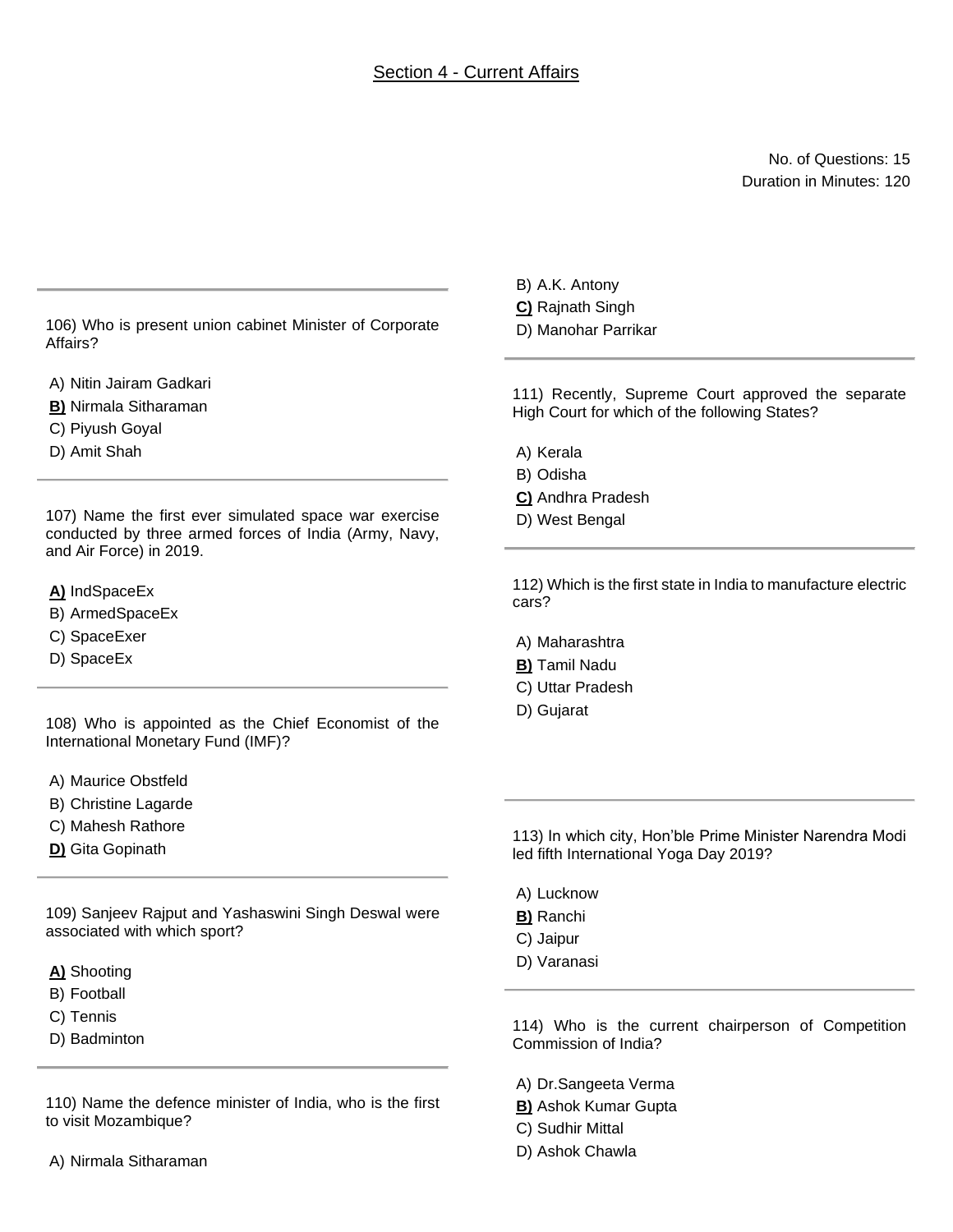## Section 4 - Current Affairs

No. of Questions: 15
Duration in Minutes: 120

106) Who is present union cabinet Minister of Corporate Affairs?

A) Nitin Jairam Gadkari
**B)** Nirmala Sitharaman
C) Piyush Goyal
D) Amit Shah

107) Name the first ever simulated space war exercise conducted by three armed forces of India (Army, Navy, and Air Force) in 2019.

**A)** IndSpaceEx
B) ArmedSpaceEx
C) SpaceExer
D) SpaceEx

108) Who is appointed as the Chief Economist of the International Monetary Fund (IMF)?

A) Maurice Obstfeld
B) Christine Lagarde
C) Mahesh Rathore
**D)** Gita Gopinath

109) Sanjeev Rajput and Yashaswini Singh Deswal were associated with which sport?

**A)** Shooting
B) Football
C) Tennis
D) Badminton

110) Name the defence minister of India, who is the first to visit Mozambique?

A) Nirmala Sitharaman
B) A.K. Antony
**C)** Rajnath Singh
D) Manohar Parrikar

111) Recently, Supreme Court approved the separate High Court for which of the following States?

A) Kerala
B) Odisha
**C)** Andhra Pradesh
D) West Bengal

112) Which is the first state in India to manufacture electric cars?

A) Maharashtra
**B)** Tamil Nadu
C) Uttar Pradesh
D) Gujarat

113) In which city, Hon'ble Prime Minister Narendra Modi led fifth International Yoga Day 2019?

A) Lucknow
**B)** Ranchi
C) Jaipur
D) Varanasi

114) Who is the current chairperson of Competition Commission of India?

A) Dr.Sangeeta Verma
**B)** Ashok Kumar Gupta
C) Sudhir Mittal
D) Ashok Chawla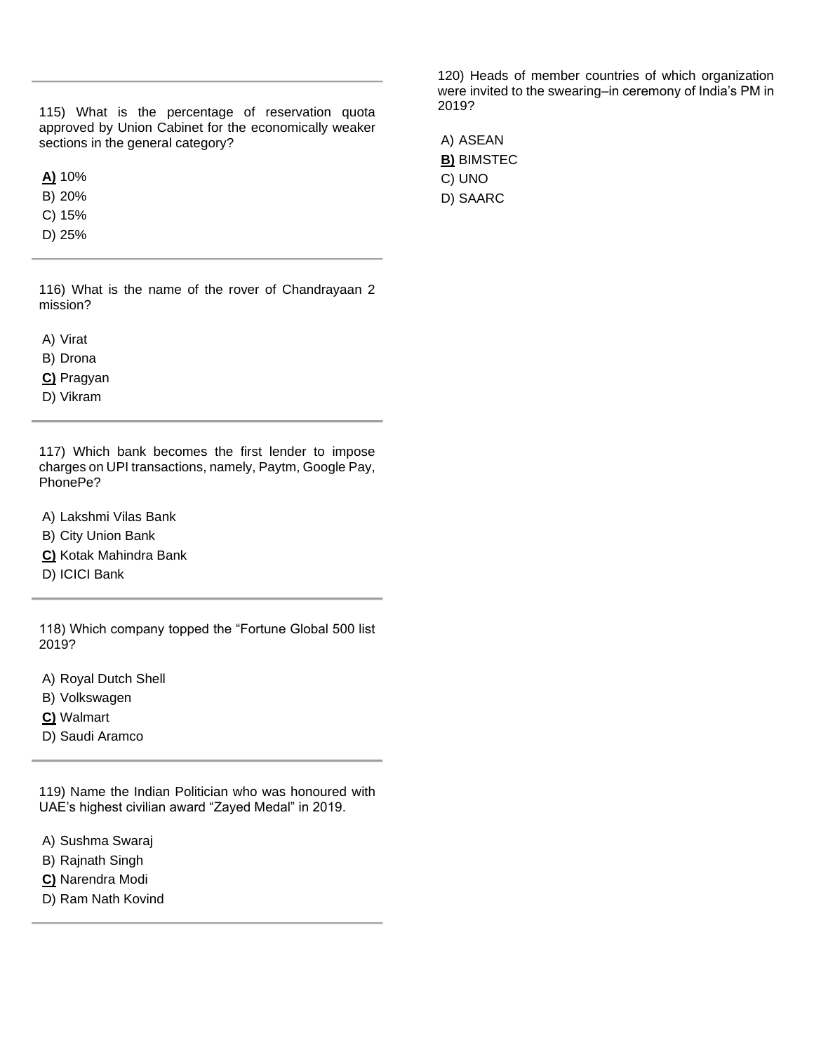115) What is the percentage of reservation quota approved by Union Cabinet for the economically weaker sections in the general category?

**A)** 10%
B) 20%
C) 15%
D) 25%

---

116) What is the name of the rover of Chandrayaan 2 mission?

A) Virat
B) Drona
**C)** Pragyan
D) Vikram

---

117) Which bank becomes the first lender to impose charges on UPI transactions, namely, Paytm, Google Pay, PhonePe?

A) Lakshmi Vilas Bank
B) City Union Bank
**C)** Kotak Mahindra Bank
D) ICICI Bank

---

118) Which company topped the "Fortune Global 500 list 2019?

A) Royal Dutch Shell
B) Volkswagen
**C)** Walmart
D) Saudi Aramco

---

119) Name the Indian Politician who was honoured with UAE's highest civilian award "Zayed Medal" in 2019.

A) Sushma Swaraj
B) Rajnath Singh
**C)** Narendra Modi
D) Ram Nath Kovind

---

120) Heads of member countries of which organization were invited to the swearing–in ceremony of India's PM in 2019?

A) ASEAN
**B)** BIMSTEC
C) UNO
D) SAARC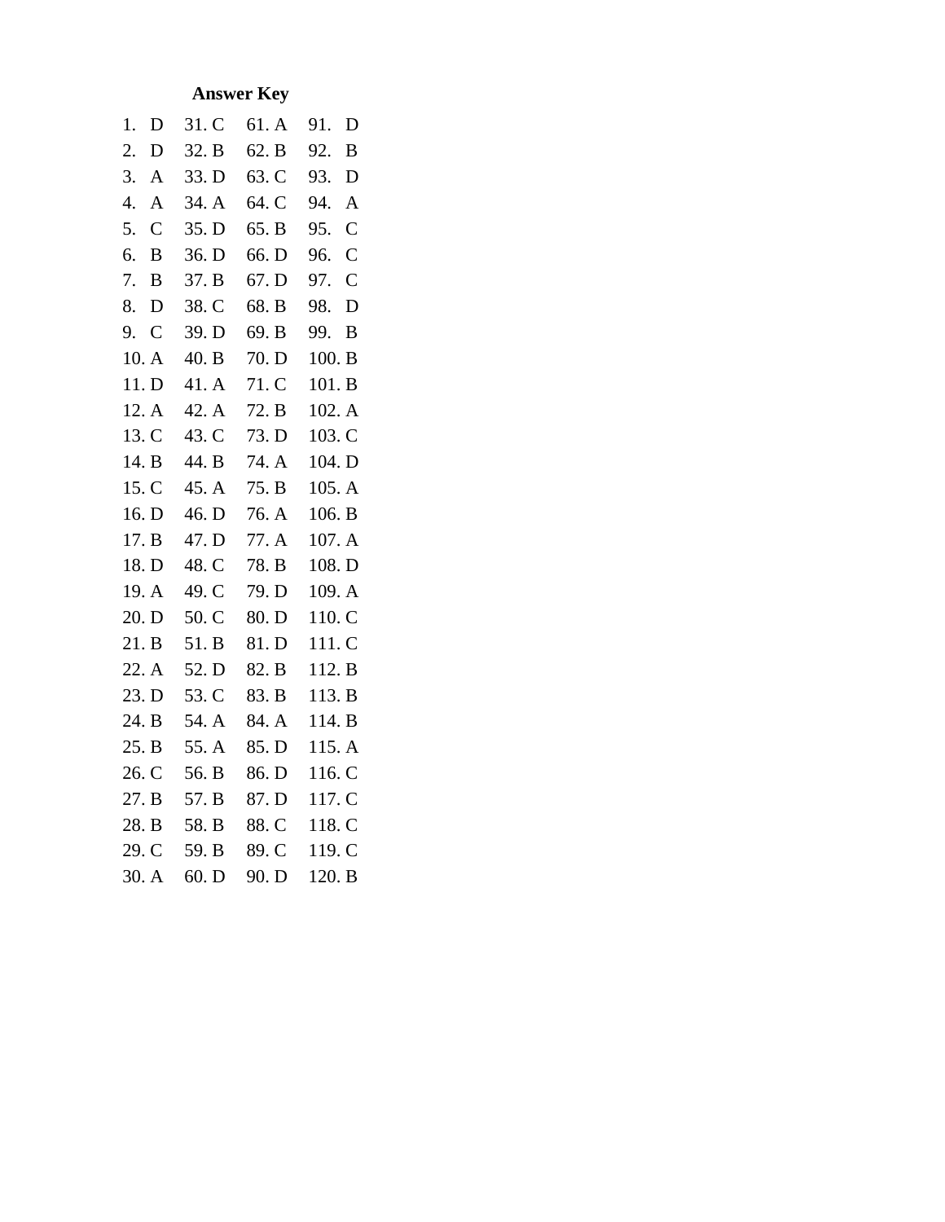**Answer Key**

| | | | |
|---|---|---|---|
| 1. D | 31. C | 61. A | 91. D |
| 2. D | 32. B | 62. B | 92. B |
| 3. A | 33. D | 63. C | 93. D |
| 4. A | 34. A | 64. C | 94. A |
| 5. C | 35. D | 65. B | 95. C |
| 6. B | 36. D | 66. D | 96. C |
| 7. B | 37. B | 67. D | 97. C |
| 8. D | 38. C | 68. B | 98. D |
| 9. C | 39. D | 69. B | 99. B |
| 10. A | 40. B | 70. D | 100. B |
| 11. D | 41. A | 71. C | 101. B |
| 12. A | 42. A | 72. B | 102. A |
| 13. C | 43. C | 73. D | 103. C |
| 14. B | 44. B | 74. A | 104. D |
| 15. C | 45. A | 75. B | 105. A |
| 16. D | 46. D | 76. A | 106. B |
| 17. B | 47. D | 77. A | 107. A |
| 18. D | 48. C | 78. B | 108. D |
| 19. A | 49. C | 79. D | 109. A |
| 20. D | 50. C | 80. D | 110. C |
| 21. B | 51. B | 81. D | 111. C |
| 22. A | 52. D | 82. B | 112. B |
| 23. D | 53. C | 83. B | 113. B |
| 24. B | 54. A | 84. A | 114. B |
| 25. B | 55. A | 85. D | 115. A |
| 26. C | 56. B | 86. D | 116. C |
| 27. B | 57. B | 87. D | 117. C |
| 28. B | 58. B | 88. C | 118. C |
| 29. C | 59. B | 89. C | 119. C |
| 30. A | 60. D | 90. D | 120. B |